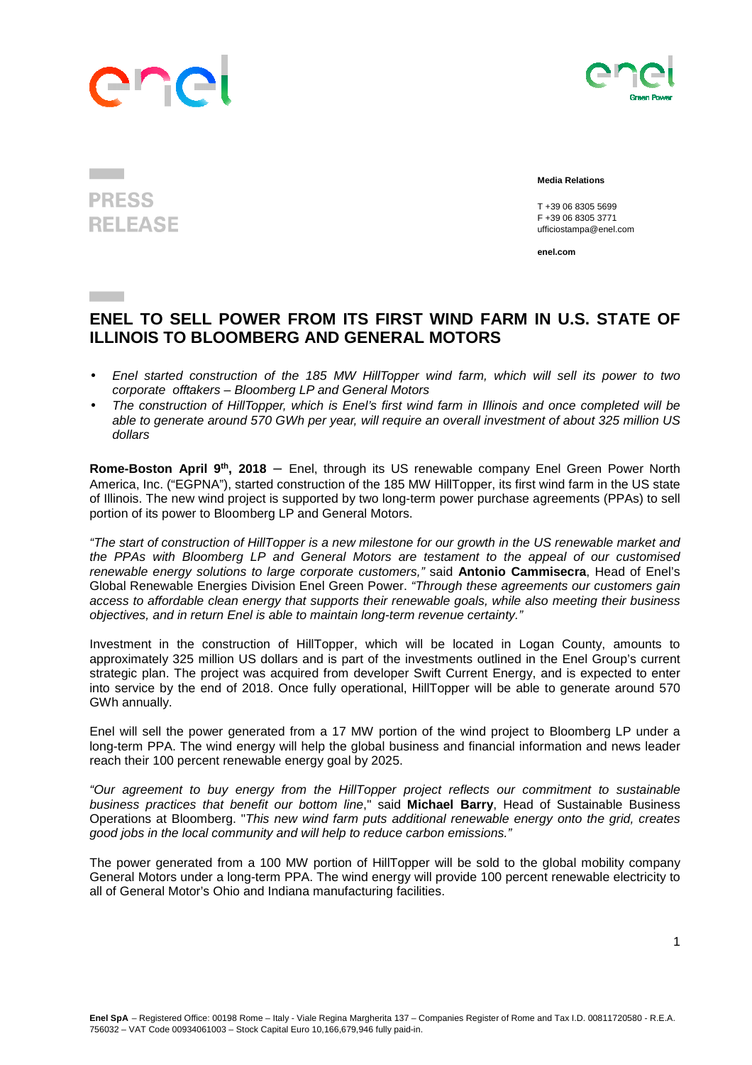**PRESS RELEASE**

**Media Relations**

T +39 06 8305 5699
F +39 06 8305 3771
ufficiostampa@enel.com

**enel.com**

# ENEL TO SELL POWER FROM ITS FIRST WIND FARM IN U.S. STATE OF ILLINOIS TO BLOOMBERG AND GENERAL MOTORS

- *Enel started construction of the 185 MW HillTopper wind farm, which will sell its power to two corporate offtakers – Bloomberg LP and General Motors*
- *The construction of HillTopper, which is Enel's first wind farm in Illinois and once completed will be able to generate around 570 GWh per year, will require an overall investment of about 325 million US dollars*

**Rome-Boston April 9th, 2018** – Enel, through its US renewable company Enel Green Power North America, Inc. ("EGPNA"), started construction of the 185 MW HillTopper, its first wind farm in the US state of Illinois. The new wind project is supported by two long-term power purchase agreements (PPAs) to sell portion of its power to Bloomberg LP and General Motors.

*"The start of construction of HillTopper is a new milestone for our growth in the US renewable market and the PPAs with Bloomberg LP and General Motors are testament to the appeal of our customised renewable energy solutions to large corporate customers,"* said **Antonio Cammisecra**, Head of Enel's Global Renewable Energies Division Enel Green Power. *"Through these agreements our customers gain access to affordable clean energy that supports their renewable goals, while also meeting their business objectives, and in return Enel is able to maintain long-term revenue certainty."*

Investment in the construction of HillTopper, which will be located in Logan County, amounts to approximately 325 million US dollars and is part of the investments outlined in the Enel Group's current strategic plan. The project was acquired from developer Swift Current Energy, and is expected to enter into service by the end of 2018. Once fully operational, HillTopper will be able to generate around 570 GWh annually.

Enel will sell the power generated from a 17 MW portion of the wind project to Bloomberg LP under a long-term PPA. The wind energy will help the global business and financial information and news leader reach their 100 percent renewable energy goal by 2025.

*"Our agreement to buy energy from the HillTopper project reflects our commitment to sustainable business practices that benefit our bottom line*," said **Michael Barry**, Head of Sustainable Business Operations at Bloomberg. "*This new wind farm puts additional renewable energy onto the grid, creates good jobs in the local community and will help to reduce carbon emissions."*

The power generated from a 100 MW portion of HillTopper will be sold to the global mobility company General Motors under a long-term PPA. The wind energy will provide 100 percent renewable electricity to all of General Motor's Ohio and Indiana manufacturing facilities.

**Enel SpA** – Registered Office: 00198 Rome – Italy - Viale Regina Margherita 137 – Companies Register of Rome and Tax I.D. 00811720580 - R.E.A. 756032 – VAT Code 00934061003 – Stock Capital Euro 10,166,679,946 fully paid-in.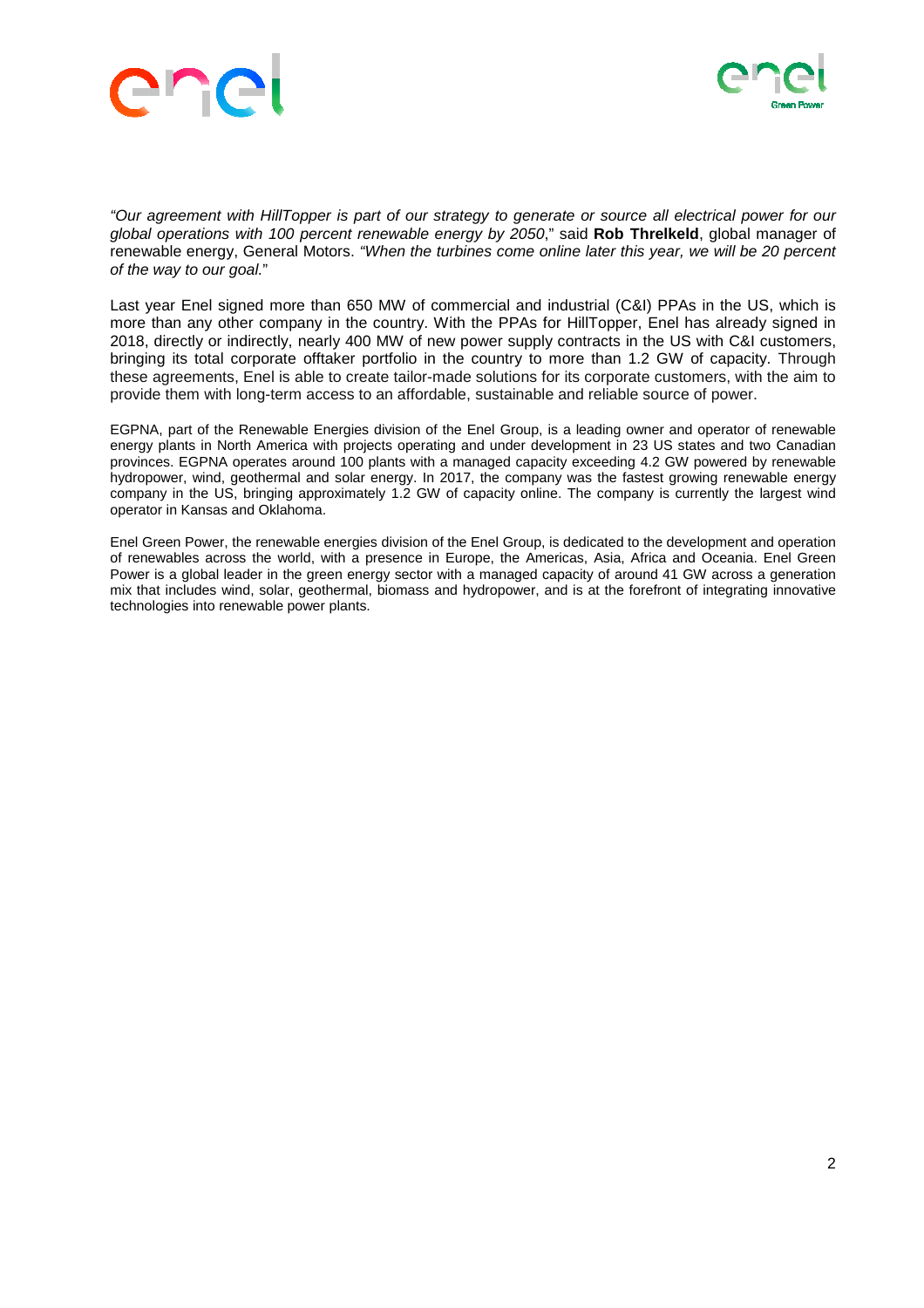*"Our agreement with HillTopper is part of our strategy to generate or source all electrical power for our global operations with 100 percent renewable energy by 2050*," said **Rob Threlkeld**, global manager of renewable energy, General Motors. *"When the turbines come online later this year, we will be 20 percent of the way to our goal.*"

Last year Enel signed more than 650 MW of commercial and industrial (C&I) PPAs in the US, which is more than any other company in the country. With the PPAs for HillTopper, Enel has already signed in 2018, directly or indirectly, nearly 400 MW of new power supply contracts in the US with C&I customers, bringing its total corporate offtaker portfolio in the country to more than 1.2 GW of capacity. Through these agreements, Enel is able to create tailor-made solutions for its corporate customers, with the aim to provide them with long-term access to an affordable, sustainable and reliable source of power.

EGPNA, part of the Renewable Energies division of the Enel Group, is a leading owner and operator of renewable energy plants in North America with projects operating and under development in 23 US states and two Canadian provinces. EGPNA operates around 100 plants with a managed capacity exceeding 4.2 GW powered by renewable hydropower, wind, geothermal and solar energy. In 2017, the company was the fastest growing renewable energy company in the US, bringing approximately 1.2 GW of capacity online. The company is currently the largest wind operator in Kansas and Oklahoma.

Enel Green Power, the renewable energies division of the Enel Group, is dedicated to the development and operation of renewables across the world, with a presence in Europe, the Americas, Asia, Africa and Oceania. Enel Green Power is a global leader in the green energy sector with a managed capacity of around 41 GW across a generation mix that includes wind, solar, geothermal, biomass and hydropower, and is at the forefront of integrating innovative technologies into renewable power plants.